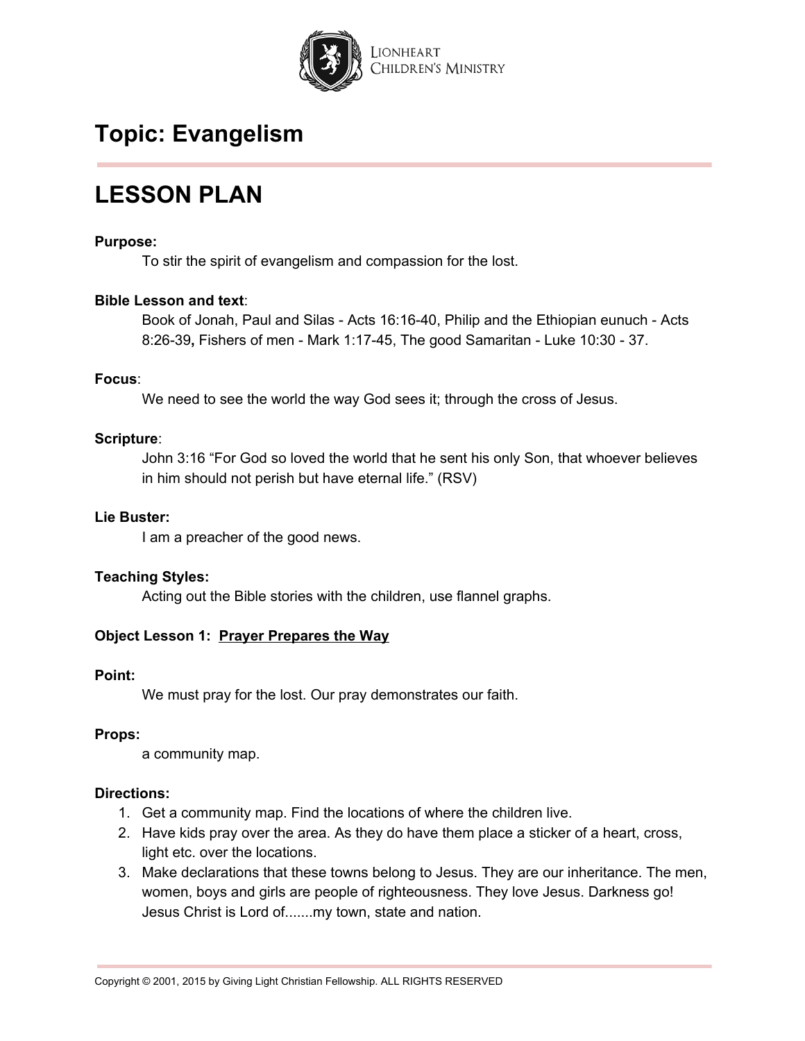# Topic: Evangelism

## LESSON PLAN

**Purpose:**

To stir the spirit of evangelism and compassion for the lost.

**Bible Lesson and text**:

Book of Jonah, Paul and Silas - Acts 16:16-40, Philip and the Ethiopian eunuch - Acts 8:26-39**,** Fishers of men - Mark 1:17-45, The good Samaritan - Luke 10:30 - 37.

**Focus**:

We need to see the world the way God sees it; through the cross of Jesus.

**Scripture**:

John 3:16 "For God so loved the world that he sent his only Son, that whoever believes in him should not perish but have eternal life." (RSV)

**Lie Buster:**

I am a preacher of the good news.

**Teaching Styles:**

Acting out the Bible stories with the children, use flannel graphs.

**Object Lesson 1: Prayer Prepares the Way**

**Point:**

We must pray for the lost. Our pray demonstrates our faith.

**Props:**

a community map.

**Directions:**

1. Get a community map. Find the locations of where the children live.
2. Have kids pray over the area. As they do have them place a sticker of a heart, cross, light etc. over the locations.
3. Make declarations that these towns belong to Jesus. They are our inheritance. The men, women, boys and girls are people of righteousness. They love Jesus. Darkness go! Jesus Christ is Lord of.......my town, state and nation.

Copyright © 2001, 2015 by Giving Light Christian Fellowship. ALL RIGHTS RESERVED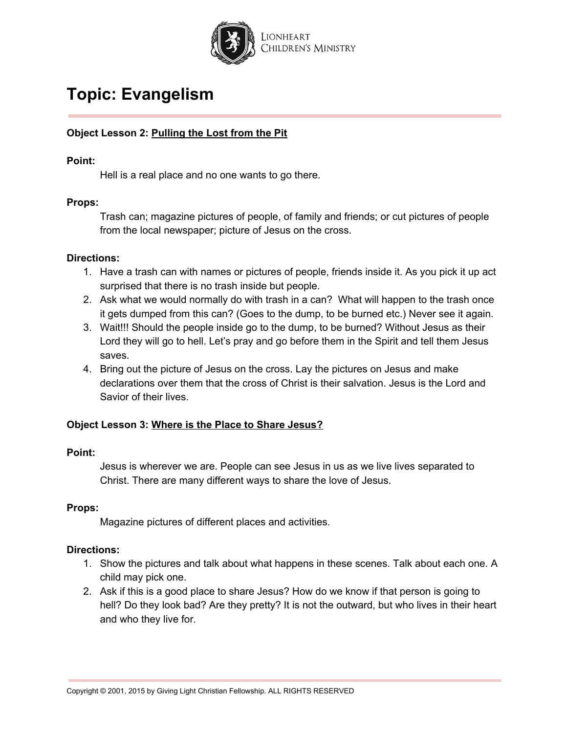# Topic: Evangelism

**Object Lesson 2:** **Pulling the Lost from the Pit**

**Point:**

Hell is a real place and no one wants to go there.

**Props:**

Trash can; magazine pictures of people, of family and friends; or cut pictures of people from the local newspaper; picture of Jesus on the cross.

**Directions:**

1. Have a trash can with names or pictures of people, friends inside it. As you pick it up act surprised that there is no trash inside but people.
2. Ask what we would normally do with trash in a can? What will happen to the trash once it gets dumped from this can? (Goes to the dump, to be burned etc.) Never see it again.
3. Wait!!! Should the people inside go to the dump, to be burned? Without Jesus as their Lord they will go to hell. Let's pray and go before them in the Spirit and tell them Jesus saves.
4. Bring out the picture of Jesus on the cross. Lay the pictures on Jesus and make declarations over them that the cross of Christ is their salvation. Jesus is the Lord and Savior of their lives.

**Object Lesson 3:** **Where is the Place to Share Jesus?**

**Point:**

Jesus is wherever we are. People can see Jesus in us as we live lives separated to Christ. There are many different ways to share the love of Jesus.

**Props:**

Magazine pictures of different places and activities.

**Directions:**

1. Show the pictures and talk about what happens in these scenes. Talk about each one. A child may pick one.
2. Ask if this is a good place to share Jesus? How do we know if that person is going to hell? Do they look bad? Are they pretty? It is not the outward, but who lives in their heart and who they live for.

Copyright © 2001, 2015 by Giving Light Christian Fellowship. ALL RIGHTS RESERVED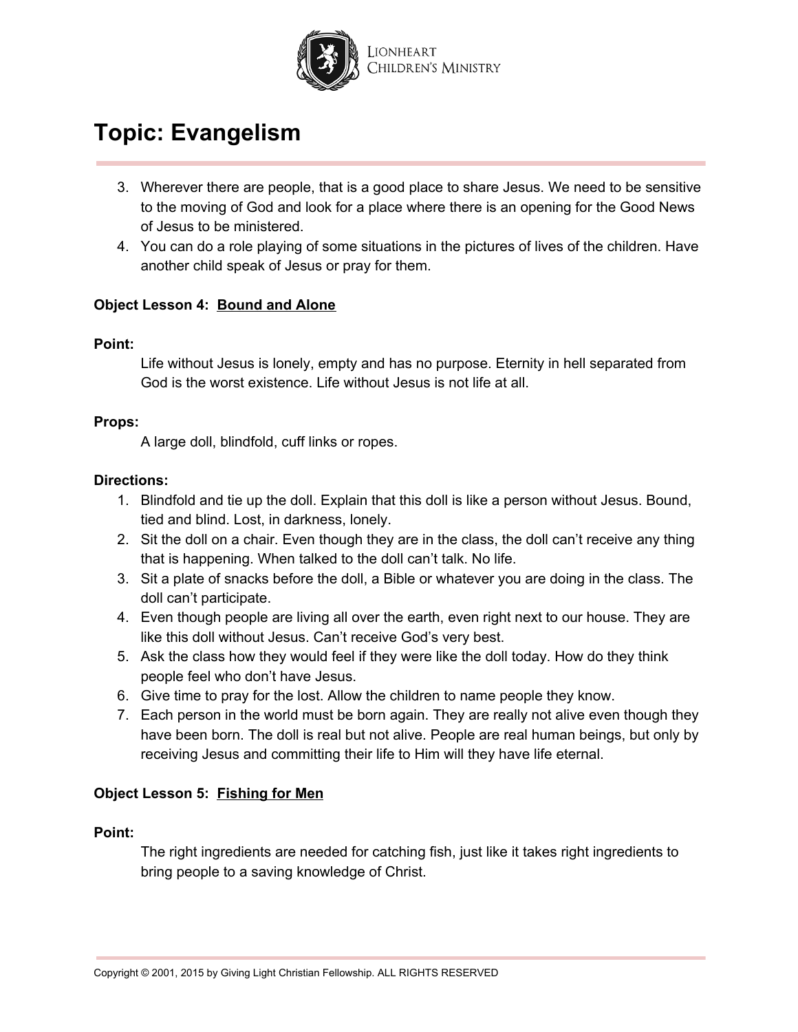# Topic: Evangelism

3. Wherever there are people, that is a good place to share Jesus. We need to be sensitive to the moving of God and look for a place where there is an opening for the Good News of Jesus to be ministered.
4. You can do a role playing of some situations in the pictures of lives of the children. Have another child speak of Jesus or pray for them.

**Object Lesson 4: <u>Bound and Alone</u>**

**Point:**

Life without Jesus is lonely, empty and has no purpose. Eternity in hell separated from God is the worst existence. Life without Jesus is not life at all.

**Props:**

A large doll, blindfold, cuff links or ropes.

**Directions:**

1. Blindfold and tie up the doll. Explain that this doll is like a person without Jesus. Bound, tied and blind. Lost, in darkness, lonely.
2. Sit the doll on a chair. Even though they are in the class, the doll can't receive any thing that is happening. When talked to the doll can't talk. No life.
3. Sit a plate of snacks before the doll, a Bible or whatever you are doing in the class. The doll can't participate.
4. Even though people are living all over the earth, even right next to our house. They are like this doll without Jesus. Can't receive God's very best.
5. Ask the class how they would feel if they were like the doll today. How do they think people feel who don't have Jesus.
6. Give time to pray for the lost. Allow the children to name people they know.
7. Each person in the world must be born again. They are really not alive even though they have been born. The doll is real but not alive. People are real human beings, but only by receiving Jesus and committing their life to Him will they have life eternal.

**Object Lesson 5: <u>Fishing for Men</u>**

**Point:**

The right ingredients are needed for catching fish, just like it takes right ingredients to bring people to a saving knowledge of Christ.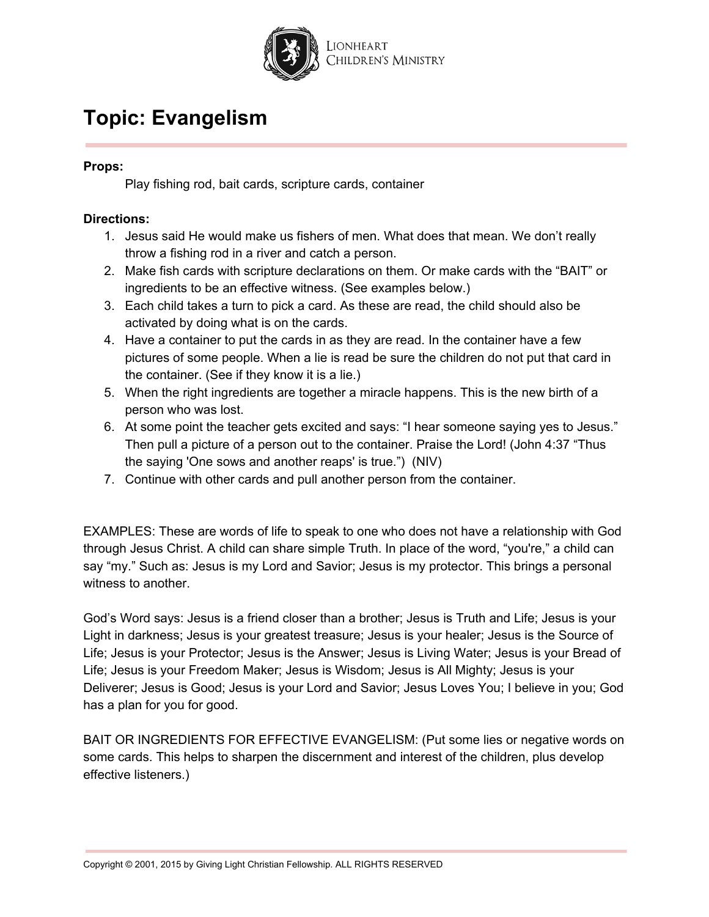# Topic: Evangelism

**Props:**

Play fishing rod, bait cards, scripture cards, container

**Directions:**

1. Jesus said He would make us fishers of men. What does that mean. We don't really throw a fishing rod in a river and catch a person.
2. Make fish cards with scripture declarations on them. Or make cards with the "BAIT" or ingredients to be an effective witness. (See examples below.)
3. Each child takes a turn to pick a card. As these are read, the child should also be activated by doing what is on the cards.
4. Have a container to put the cards in as they are read. In the container have a few pictures of some people. When a lie is read be sure the children do not put that card in the container. (See if they know it is a lie.)
5. When the right ingredients are together a miracle happens. This is the new birth of a person who was lost.
6. At some point the teacher gets excited and says: "I hear someone saying yes to Jesus." Then pull a picture of a person out to the container. Praise the Lord! (John 4:37 "Thus the saying 'One sows and another reaps' is true.") (NIV)
7. Continue with other cards and pull another person from the container.

EXAMPLES: These are words of life to speak to one who does not have a relationship with God through Jesus Christ. A child can share simple Truth. In place of the word, "you're," a child can say "my." Such as: Jesus is my Lord and Savior; Jesus is my protector. This brings a personal witness to another.

God's Word says: Jesus is a friend closer than a brother; Jesus is Truth and Life; Jesus is your Light in darkness; Jesus is your greatest treasure; Jesus is your healer; Jesus is the Source of Life; Jesus is your Protector; Jesus is the Answer; Jesus is Living Water; Jesus is your Bread of Life; Jesus is your Freedom Maker; Jesus is Wisdom; Jesus is All Mighty; Jesus is your Deliverer; Jesus is Good; Jesus is your Lord and Savior; Jesus Loves You; I believe in you; God has a plan for you for good.

BAIT OR INGREDIENTS FOR EFFECTIVE EVANGELISM: (Put some lies or negative words on some cards. This helps to sharpen the discernment and interest of the children, plus develop effective listeners.)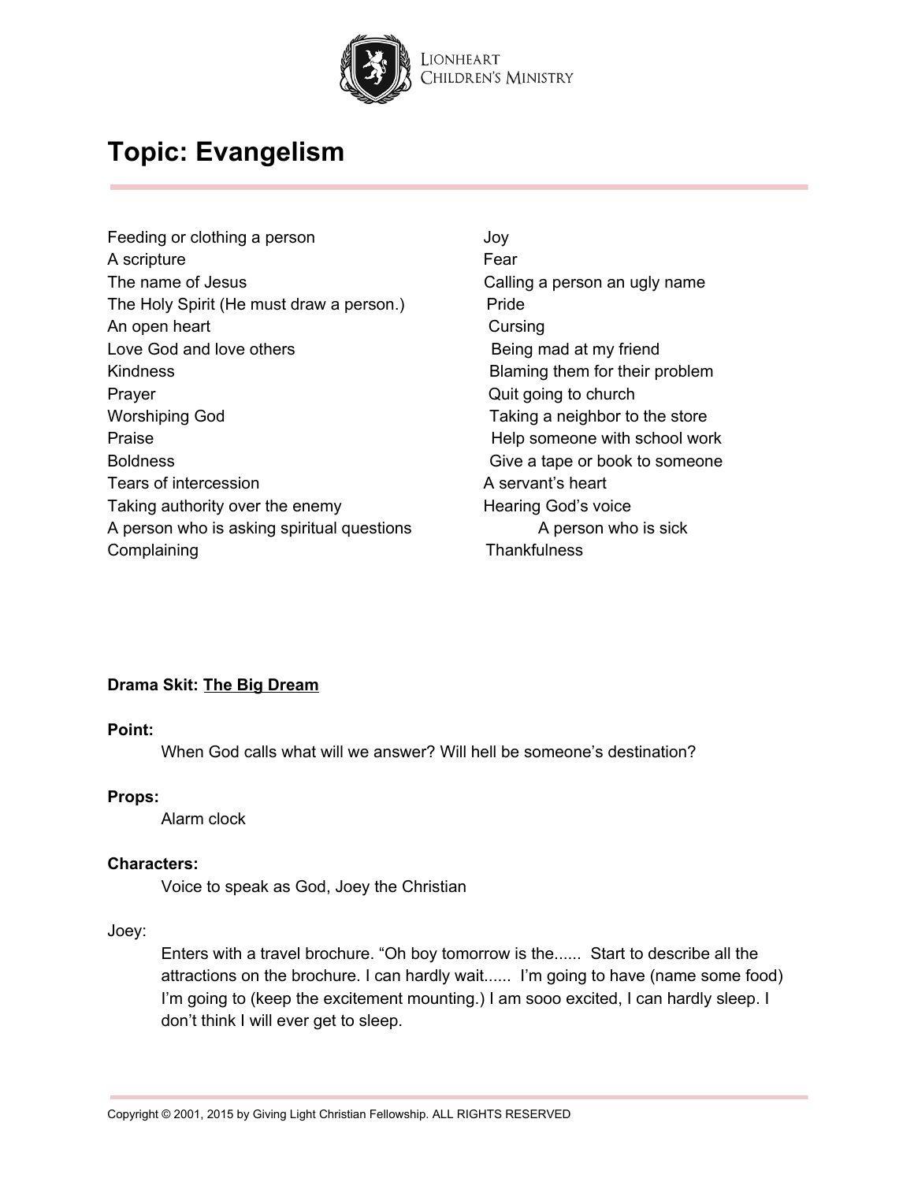# Topic: Evangelism

Feeding or clothing a person
A scripture
The name of Jesus
The Holy Spirit (He must draw a person.)
An open heart
Love God and love others
Kindness
Prayer
Worshiping God
Praise
Boldness
Tears of intercession
Taking authority over the enemy
A person who is asking spiritual questions
Complaining
Joy
Fear
Calling a person an ugly name
Pride
Cursing
Being mad at my friend
Blaming them for their problem
Quit going to church
Taking a neighbor to the store
Help someone with school work
Give a tape or book to someone
A servant's heart
Hearing God's voice
A person who is sick
Thankfulness

**Drama Skit: <u>The Big Dream</u>**

**Point:**

When God calls what will we answer? Will hell be someone's destination?

**Props:**

Alarm clock

**Characters:**

Voice to speak as God, Joey the Christian

Joey:

Enters with a travel brochure. "Oh boy tomorrow is the...... Start to describe all the attractions on the brochure. I can hardly wait...... I'm going to have (name some food) I'm going to (keep the excitement mounting.) I am sooo excited, I can hardly sleep. I don't think I will ever get to sleep.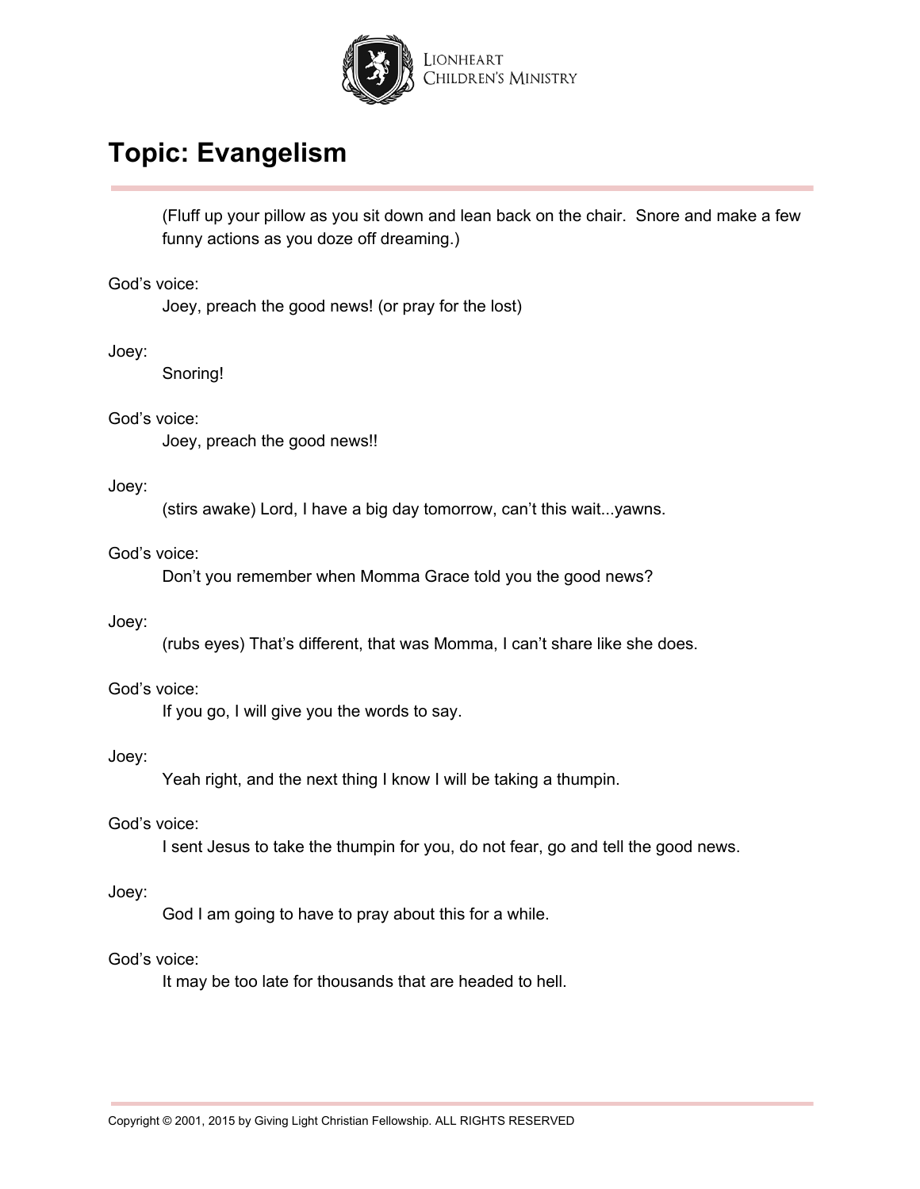# Topic: Evangelism

(Fluff up your pillow as you sit down and lean back on the chair. Snore and make a few funny actions as you doze off dreaming.)

God's voice:

Joey, preach the good news! (or pray for the lost)

Joey:

Snoring!

God's voice:

Joey, preach the good news!!

Joey:

(stirs awake) Lord, I have a big day tomorrow, can't this wait...yawns.

God's voice:

Don't you remember when Momma Grace told you the good news?

Joey:

(rubs eyes) That's different, that was Momma, I can't share like she does.

God's voice:

If you go, I will give you the words to say.

Joey:

Yeah right, and the next thing I know I will be taking a thumpin.

God's voice:

I sent Jesus to take the thumpin for you, do not fear, go and tell the good news.

Joey:

God I am going to have to pray about this for a while.

God's voice:

It may be too late for thousands that are headed to hell.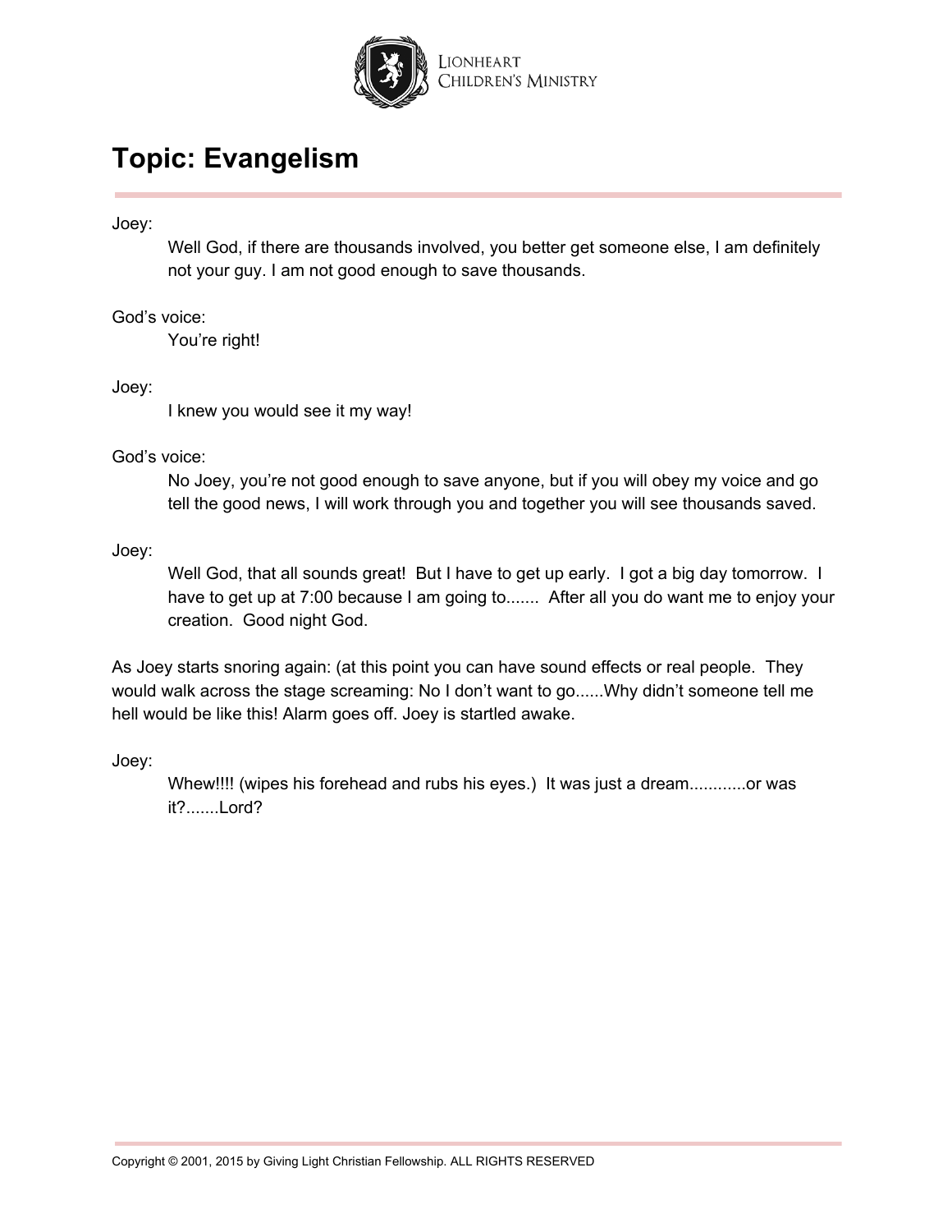# Topic: Evangelism

Joey:

> Well God, if there are thousands involved, you better get someone else, I am definitely not your guy. I am not good enough to save thousands.

God's voice:

> You're right!

Joey:

> I knew you would see it my way!

God's voice:

> No Joey, you're not good enough to save anyone, but if you will obey my voice and go tell the good news, I will work through you and together you will see thousands saved.

Joey:

> Well God, that all sounds great! But I have to get up early. I got a big day tomorrow. I have to get up at 7:00 because I am going to....... After all you do want me to enjoy your creation. Good night God.

As Joey starts snoring again: (at this point you can have sound effects or real people. They would walk across the stage screaming: No I don't want to go......Why didn't someone tell me hell would be like this! Alarm goes off. Joey is startled awake.

Joey:

> Whew!!!! (wipes his forehead and rubs his eyes.) It was just a dream............or was it?.......Lord?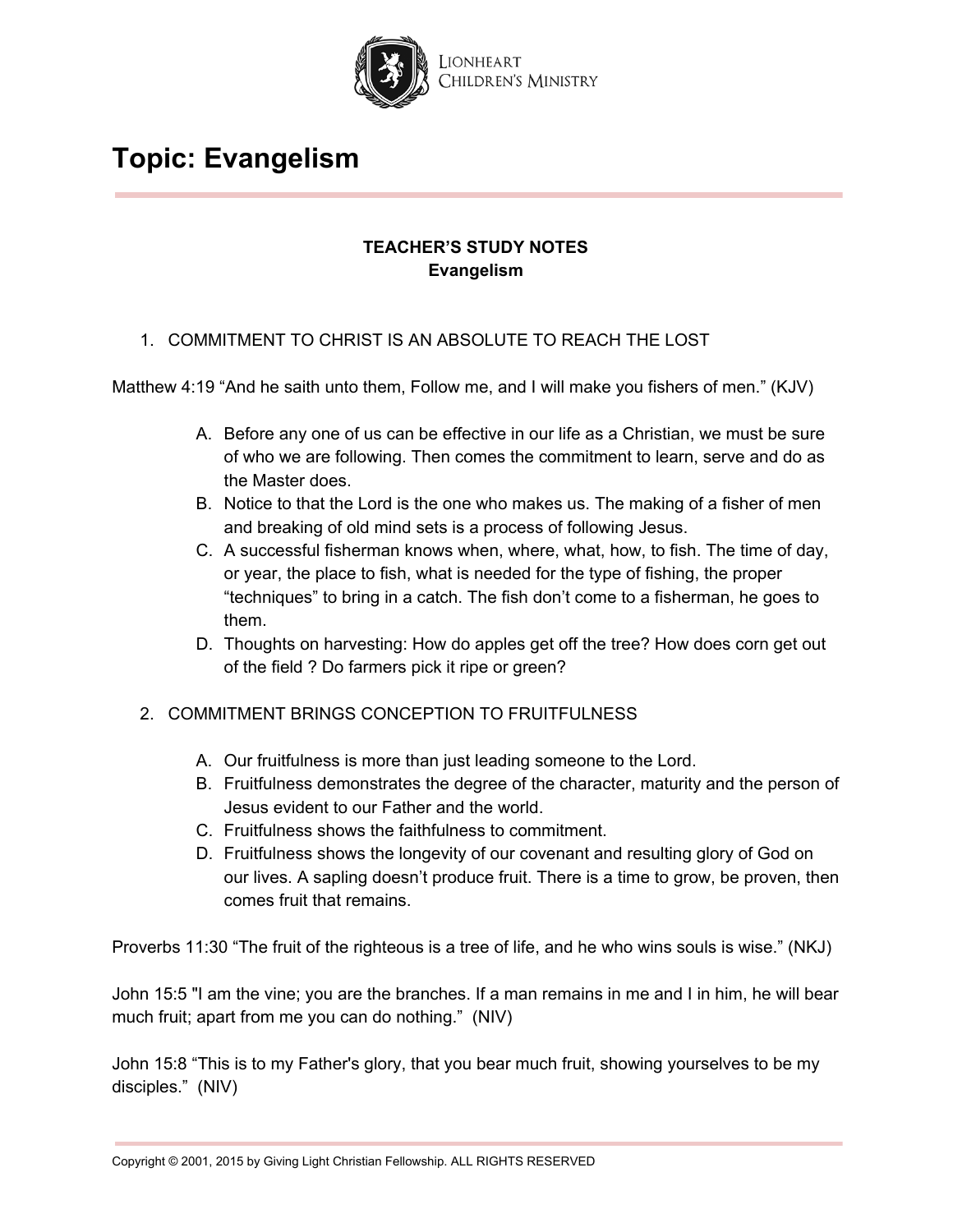# Topic: Evangelism

**TEACHER'S STUDY NOTES**
**Evangelism**

1. COMMITMENT TO CHRIST IS AN ABSOLUTE TO REACH THE LOST

Matthew 4:19 "And he saith unto them, Follow me, and I will make you fishers of men." (KJV)

   A. Before any one of us can be effective in our life as a Christian, we must be sure of who we are following. Then comes the commitment to learn, serve and do as the Master does.
   B. Notice to that the Lord is the one who makes us. The making of a fisher of men and breaking of old mind sets is a process of following Jesus.
   C. A successful fisherman knows when, where, what, how, to fish. The time of day, or year, the place to fish, what is needed for the type of fishing, the proper "techniques" to bring in a catch. The fish don't come to a fisherman, he goes to them.
   D. Thoughts on harvesting: How do apples get off the tree? How does corn get out of the field ? Do farmers pick it ripe or green?

2. COMMITMENT BRINGS CONCEPTION TO FRUITFULNESS

   A. Our fruitfulness is more than just leading someone to the Lord.
   B. Fruitfulness demonstrates the degree of the character, maturity and the person of Jesus evident to our Father and the world.
   C. Fruitfulness shows the faithfulness to commitment.
   D. Fruitfulness shows the longevity of our covenant and resulting glory of God on our lives. A sapling doesn't produce fruit. There is a time to grow, be proven, then comes fruit that remains.

Proverbs 11:30 "The fruit of the righteous is a tree of life, and he who wins souls is wise." (NKJ)

John 15:5 "I am the vine; you are the branches. If a man remains in me and I in him, he will bear much fruit; apart from me you can do nothing." (NIV)

John 15:8 "This is to my Father's glory, that you bear much fruit, showing yourselves to be my disciples." (NIV)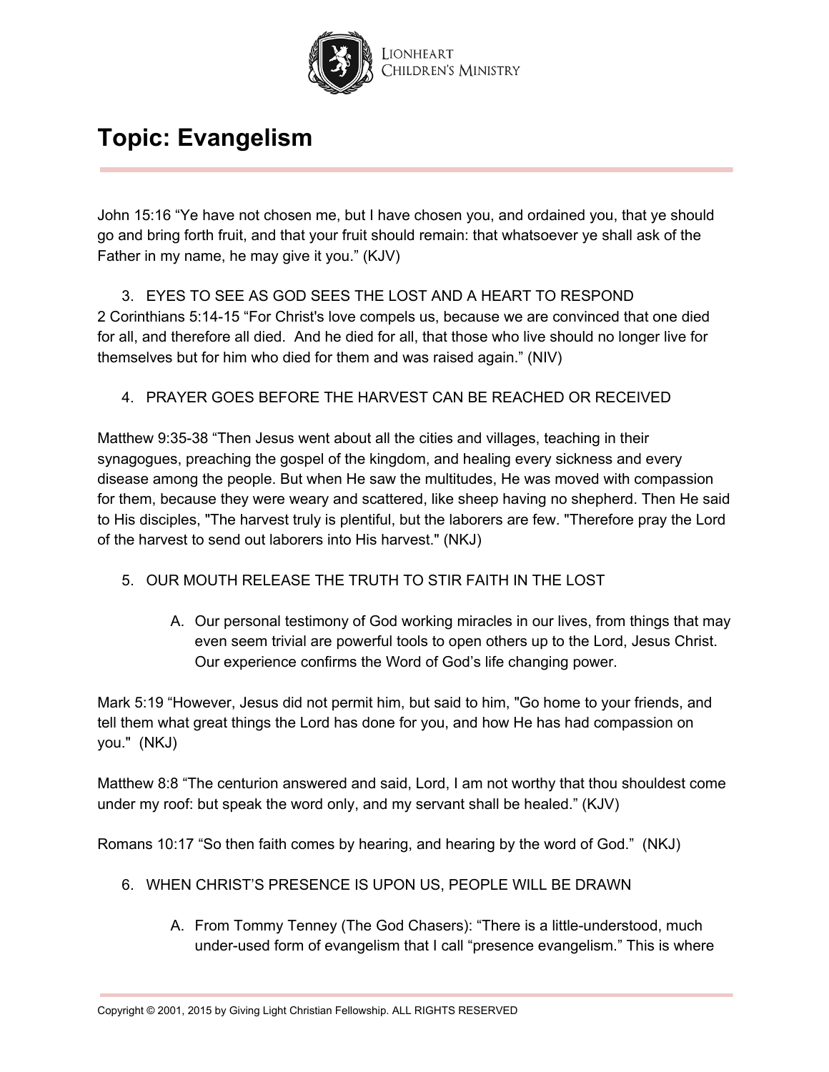# Topic: Evangelism

John 15:16 “Ye have not chosen me, but I have chosen you, and ordained you, that ye should go and bring forth fruit, and that your fruit should remain: that whatsoever ye shall ask of the Father in my name, he may give it you.” (KJV)

3. EYES TO SEE AS GOD SEES THE LOST AND A HEART TO RESPOND

2 Corinthians 5:14-15 “For Christ's love compels us, because we are convinced that one died for all, and therefore all died. And he died for all, that those who live should no longer live for themselves but for him who died for them and was raised again.” (NIV)

4. PRAYER GOES BEFORE THE HARVEST CAN BE REACHED OR RECEIVED

Matthew 9:35-38 “Then Jesus went about all the cities and villages, teaching in their synagogues, preaching the gospel of the kingdom, and healing every sickness and every disease among the people. But when He saw the multitudes, He was moved with compassion for them, because they were weary and scattered, like sheep having no shepherd. Then He said to His disciples, "The harvest truly is plentiful, but the laborers are few. "Therefore pray the Lord of the harvest to send out laborers into His harvest." (NKJ)

5. OUR MOUTH RELEASE THE TRUTH TO STIR FAITH IN THE LOST

   A. Our personal testimony of God working miracles in our lives, from things that may even seem trivial are powerful tools to open others up to the Lord, Jesus Christ. Our experience confirms the Word of God’s life changing power.

Mark 5:19 “However, Jesus did not permit him, but said to him, "Go home to your friends, and tell them what great things the Lord has done for you, and how He has had compassion on you." (NKJ)

Matthew 8:8 “The centurion answered and said, Lord, I am not worthy that thou shouldest come under my roof: but speak the word only, and my servant shall be healed.” (KJV)

Romans 10:17 “So then faith comes by hearing, and hearing by the word of God.” (NKJ)

6. WHEN CHRIST’S PRESENCE IS UPON US, PEOPLE WILL BE DRAWN

   A. From Tommy Tenney (The God Chasers): “There is a little-understood, much under-used form of evangelism that I call “presence evangelism.” This is where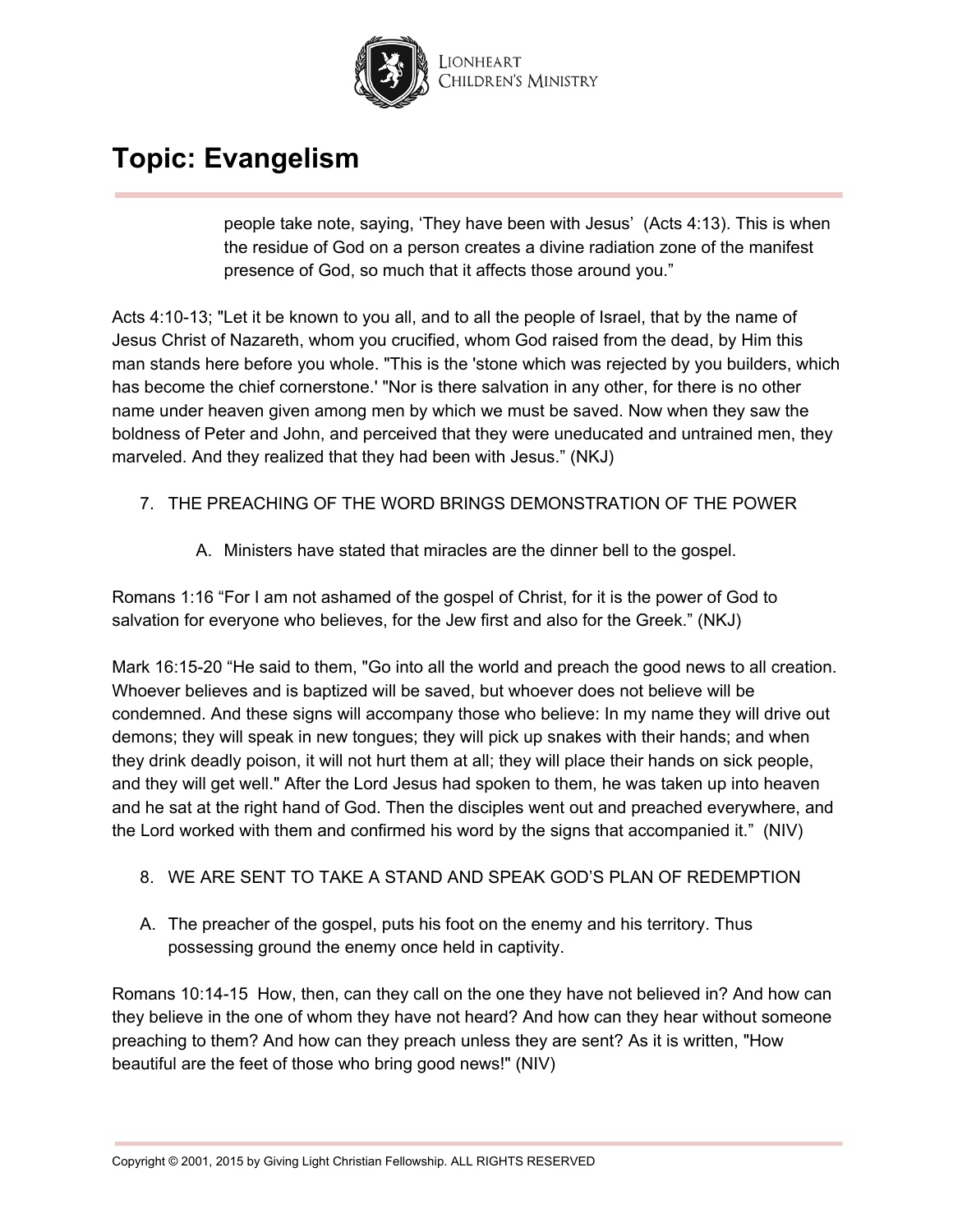people take note, saying, 'They have been with Jesus' (Acts 4:13). This is when the residue of God on a person creates a divine radiation zone of the manifest presence of God, so much that it affects those around you."

Acts 4:10-13; "Let it be known to you all, and to all the people of Israel, that by the name of Jesus Christ of Nazareth, whom you crucified, whom God raised from the dead, by Him this man stands here before you whole. "This is the 'stone which was rejected by you builders, which has become the chief cornerstone.' "Nor is there salvation in any other, for there is no other name under heaven given among men by which we must be saved. Now when they saw the boldness of Peter and John, and perceived that they were uneducated and untrained men, they marveled. And they realized that they had been with Jesus." (NKJ)

7. THE PREACHING OF THE WORD BRINGS DEMONSTRATION OF THE POWER

   A. Ministers have stated that miracles are the dinner bell to the gospel.

Romans 1:16 "For I am not ashamed of the gospel of Christ, for it is the power of God to salvation for everyone who believes, for the Jew first and also for the Greek." (NKJ)

Mark 16:15-20 "He said to them, "Go into all the world and preach the good news to all creation. Whoever believes and is baptized will be saved, but whoever does not believe will be condemned. And these signs will accompany those who believe: In my name they will drive out demons; they will speak in new tongues; they will pick up snakes with their hands; and when they drink deadly poison, it will not hurt them at all; they will place their hands on sick people, and they will get well." After the Lord Jesus had spoken to them, he was taken up into heaven and he sat at the right hand of God. Then the disciples went out and preached everywhere, and the Lord worked with them and confirmed his word by the signs that accompanied it." (NIV)

8. WE ARE SENT TO TAKE A STAND AND SPEAK GOD'S PLAN OF REDEMPTION

   A. The preacher of the gospel, puts his foot on the enemy and his territory. Thus possessing ground the enemy once held in captivity.

Romans 10:14-15 How, then, can they call on the one they have not believed in? And how can they believe in the one of whom they have not heard? And how can they hear without someone preaching to them? And how can they preach unless they are sent? As it is written, "How beautiful are the feet of those who bring good news!" (NIV)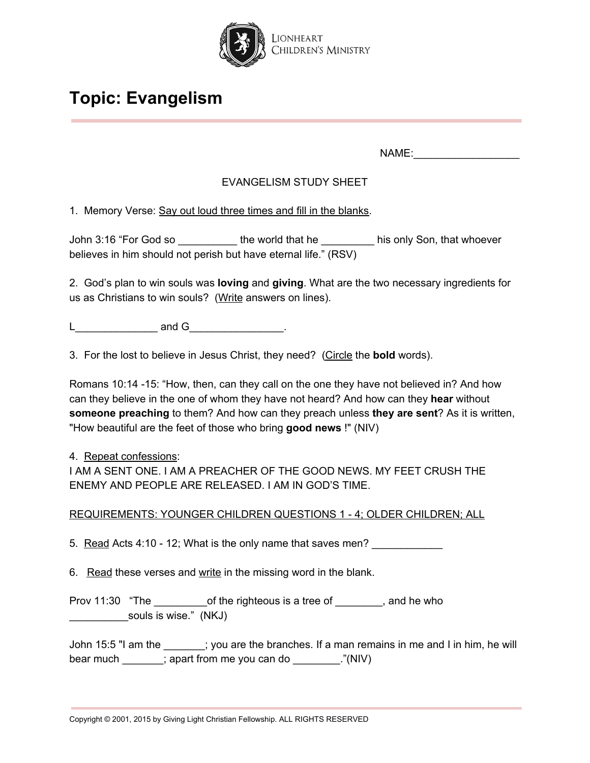# Topic: Evangelism

NAME:__________________

EVANGELISM STUDY SHEET

1. Memory Verse: Say out loud three times and fill in the blanks.

John 3:16 “For God so __________ the world that he _________ his only Son, that whoever believes in him should not perish but have eternal life.” (RSV)

2. God’s plan to win souls was **loving** and **giving**. What are the two necessary ingredients for us as Christians to win souls? (Write answers on lines).

L______________ and G________________.

3. For the lost to believe in Jesus Christ, they need? (Circle the **bold** words).

Romans 10:14 -15: “How, then, can they call on the one they have not believed in? And how can they believe in the one of whom they have not heard? And how can they **hear** without **someone preaching** to them? And how can they preach unless **they are sent**? As it is written, "How beautiful are the feet of those who bring **good news** !" (NIV)

4. Repeat confessions:
I AM A SENT ONE. I AM A PREACHER OF THE GOOD NEWS. MY FEET CRUSH THE ENEMY AND PEOPLE ARE RELEASED. I AM IN GOD’S TIME.

REQUIREMENTS: YOUNGER CHILDREN QUESTIONS 1 - 4; OLDER CHILDREN; ALL

5. Read Acts 4:10 - 12; What is the only name that saves men? ____________

6. Read these verses and write in the missing word in the blank.

Prov 11:30 “The _________of the righteous is a tree of ________, and he who __________souls is wise.” (NKJ)

John 15:5 "I am the _______; you are the branches. If a man remains in me and I in him, he will bear much _______; apart from me you can do ________.”(NIV)

Copyright © 2001, 2015 by Giving Light Christian Fellowship. ALL RIGHTS RESERVED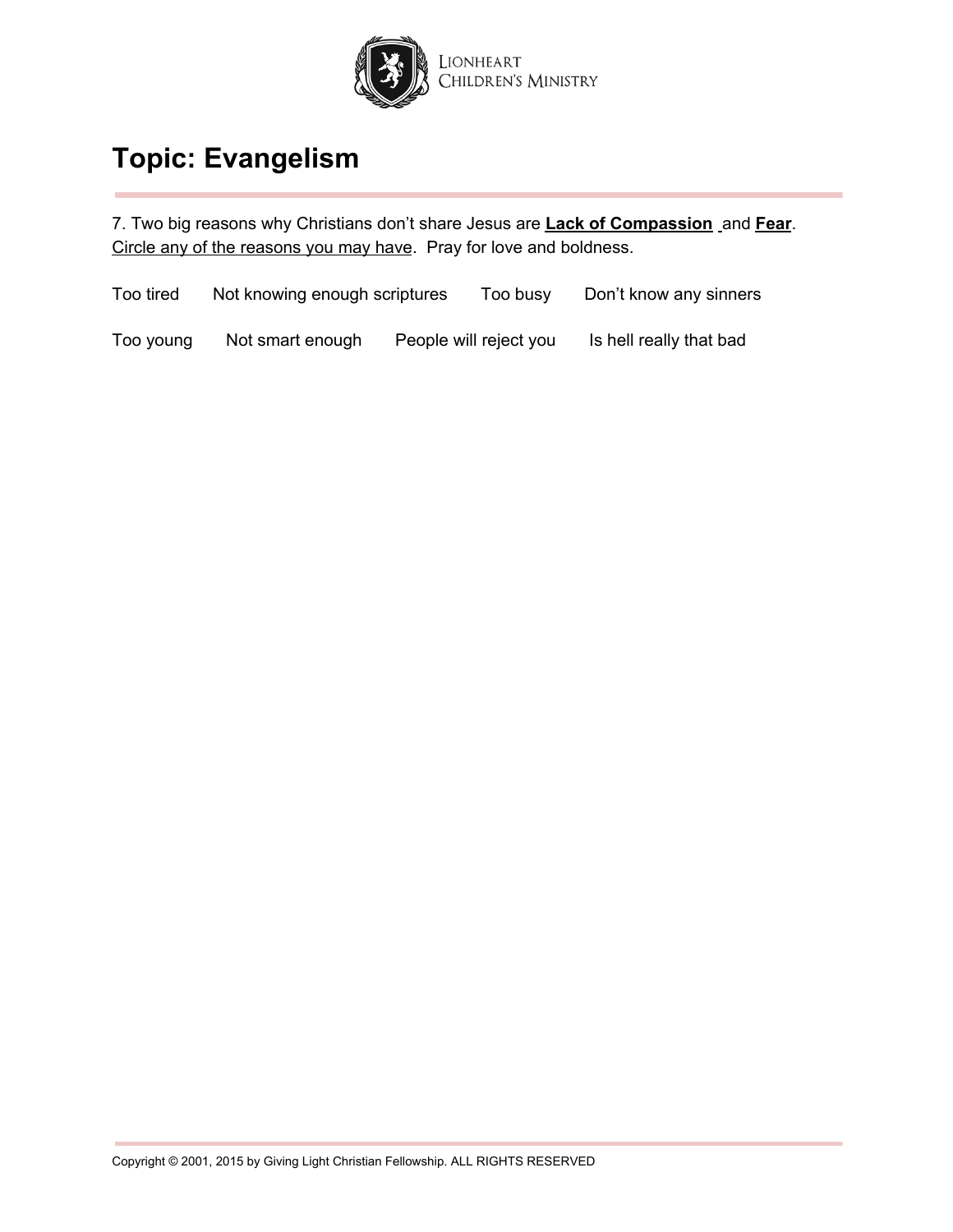# Topic: Evangelism

7. Two big reasons why Christians don't share Jesus are **Lack of Compassion** and **Fear**. Circle any of the reasons you may have. Pray for love and boldness.

Too tired    Not knowing enough scriptures    Too busy    Don't know any sinners

Too young    Not smart enough    People will reject you    Is hell really that bad

Copyright © 2001, 2015 by Giving Light Christian Fellowship. ALL RIGHTS RESERVED